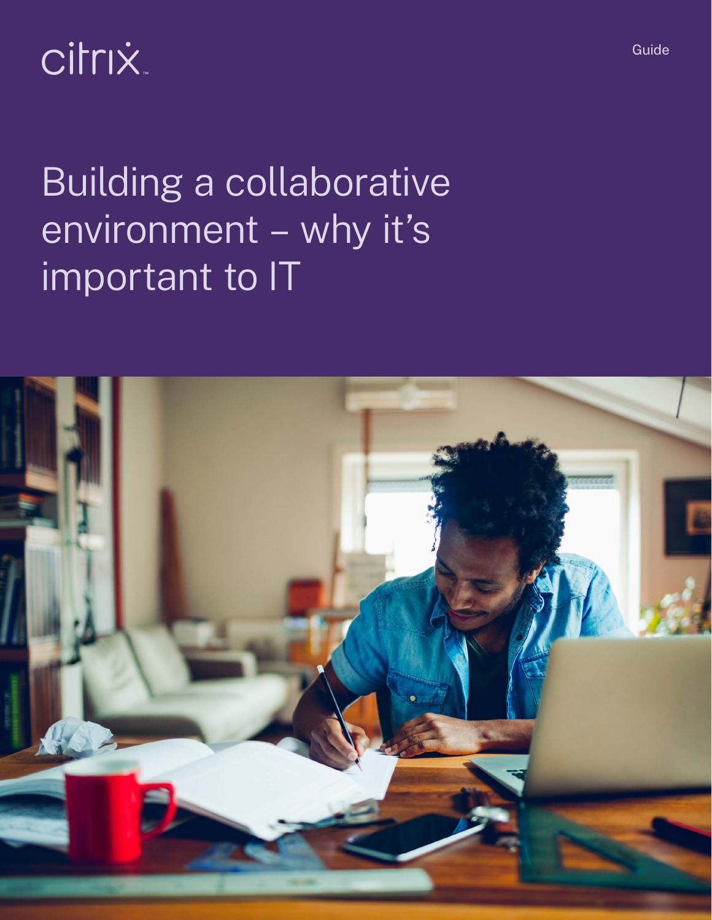citrix

Guide

# Building a collaborative environment – why it's important to IT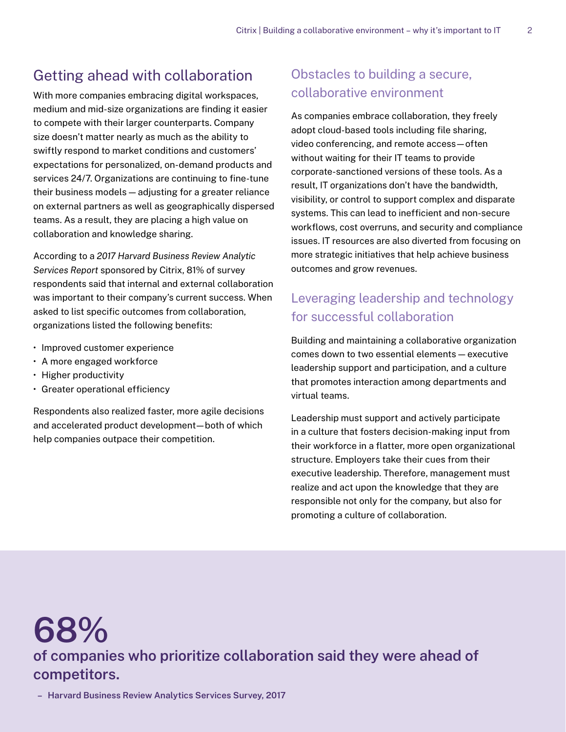## Getting ahead with collaboration

With more companies embracing digital workspaces, medium and mid-size organizations are finding it easier to compete with their larger counterparts. Company size doesn't matter nearly as much as the ability to swiftly respond to market conditions and customers' expectations for personalized, on-demand products and services 24/7. Organizations are continuing to fine-tune their business models — adjusting for a greater reliance on external partners as well as geographically dispersed teams. As a result, they are placing a high value on collaboration and knowledge sharing.

According to a *2017 Harvard Business Review Analytic Services Report* sponsored by Citrix, 81% of survey respondents said that internal and external collaboration was important to their company's current success. When asked to list specific outcomes from collaboration, organizations listed the following benefits:

- Improved customer experience
- A more engaged workforce
- Higher productivity
- Greater operational efficiency

Respondents also realized faster, more agile decisions and accelerated product development—both of which help companies outpace their competition.

### Obstacles to building a secure, collaborative environment

As companies embrace collaboration, they freely adopt cloud-based tools including file sharing, video conferencing, and remote access—often without waiting for their IT teams to provide corporate-sanctioned versions of these tools. As a result, IT organizations don't have the bandwidth, visibility, or control to support complex and disparate systems. This can lead to inefficient and non-secure workflows, cost overruns, and security and compliance issues. IT resources are also diverted from focusing on more strategic initiatives that help achieve business outcomes and grow revenues.

### Leveraging leadership and technology for successful collaboration

Building and maintaining a collaborative organization comes down to two essential elements — executive leadership support and participation, and a culture that promotes interaction among departments and virtual teams.

Leadership must support and actively participate in a culture that fosters decision-making input from their workforce in a flatter, more open organizational structure. Employers take their cues from their executive leadership. Therefore, management must realize and act upon the knowledge that they are responsible not only for the company, but also for promoting a culture of collaboration.

# 68%

**of companies who prioritize collaboration said they were ahead of competitors.**

**– Harvard Business Review Analytics Services Survey, 2017**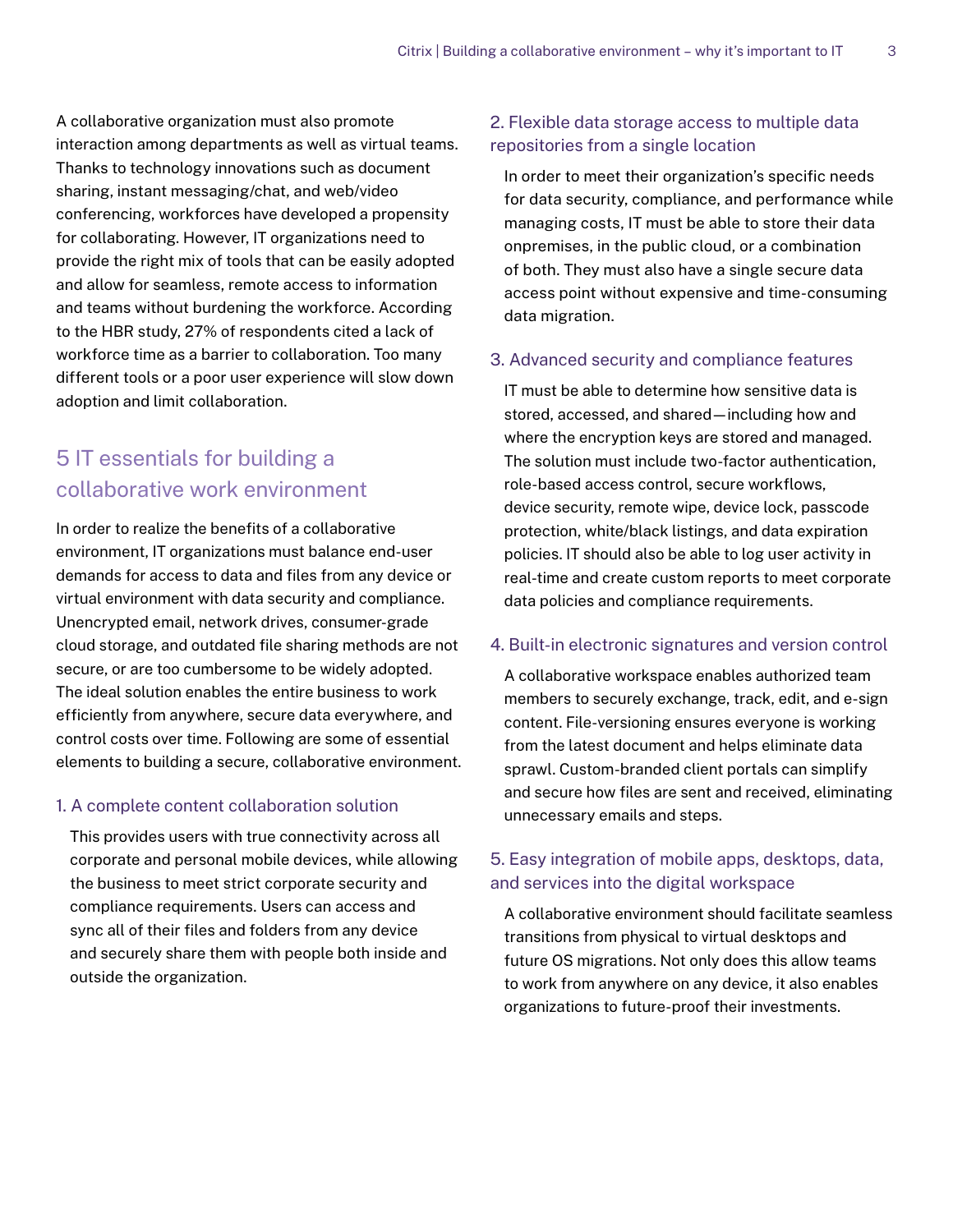A collaborative organization must also promote interaction among departments as well as virtual teams. Thanks to technology innovations such as document sharing, instant messaging/chat, and web/video conferencing, workforces have developed a propensity for collaborating. However, IT organizations need to provide the right mix of tools that can be easily adopted and allow for seamless, remote access to information and teams without burdening the workforce. According to the HBR study, 27% of respondents cited a lack of workforce time as a barrier to collaboration. Too many different tools or a poor user experience will slow down adoption and limit collaboration.

## 5 IT essentials for building a collaborative work environment

In order to realize the benefits of a collaborative environment, IT organizations must balance end-user demands for access to data and files from any device or virtual environment with data security and compliance. Unencrypted email, network drives, consumer-grade cloud storage, and outdated file sharing methods are not secure, or are too cumbersome to be widely adopted. The ideal solution enables the entire business to work efficiently from anywhere, secure data everywhere, and control costs over time. Following are some of essential elements to building a secure, collaborative environment.

### 1. A complete content collaboration solution

This provides users with true connectivity across all corporate and personal mobile devices, while allowing the business to meet strict corporate security and compliance requirements. Users can access and sync all of their files and folders from any device and securely share them with people both inside and outside the organization.

### 2. Flexible data storage access to multiple data repositories from a single location

In order to meet their organization's specific needs for data security, compliance, and performance while managing costs, IT must be able to store their data onpremises, in the public cloud, or a combination of both. They must also have a single secure data access point without expensive and time-consuming data migration.

### 3. Advanced security and compliance features

IT must be able to determine how sensitive data is stored, accessed, and shared—including how and where the encryption keys are stored and managed. The solution must include two-factor authentication, role-based access control, secure workflows, device security, remote wipe, device lock, passcode protection, white/black listings, and data expiration policies. IT should also be able to log user activity in real-time and create custom reports to meet corporate data policies and compliance requirements.

### 4. Built-in electronic signatures and version control

A collaborative workspace enables authorized team members to securely exchange, track, edit, and e-sign content. File-versioning ensures everyone is working from the latest document and helps eliminate data sprawl. Custom-branded client portals can simplify and secure how files are sent and received, eliminating unnecessary emails and steps.

### 5. Easy integration of mobile apps, desktops, data, and services into the digital workspace

A collaborative environment should facilitate seamless transitions from physical to virtual desktops and future OS migrations. Not only does this allow teams to work from anywhere on any device, it also enables organizations to future-proof their investments.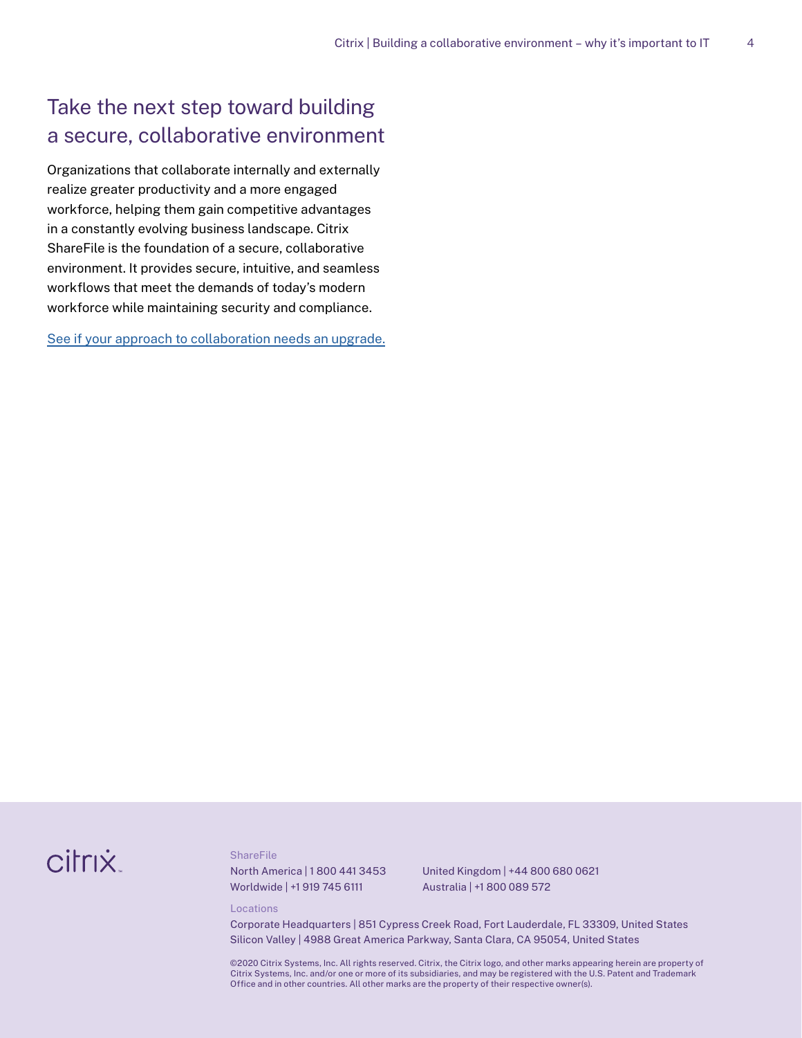## Take the next step toward building a secure, collaborative environment

Organizations that collaborate internally and externally realize greater productivity and a more engaged workforce, helping them gain competitive advantages in a constantly evolving business landscape. Citrix ShareFile is the foundation of a secure, collaborative environment. It provides secure, intuitive, and seamless workflows that meet the demands of today's modern workforce while maintaining security and compliance.

See if your approach to collaboration needs an upgrade.

citrix

ShareFile

North America | 1 800 441 3453
Worldwide | +1 919 745 6111
United Kingdom | +44 800 680 0621
Australia | +1 800 089 572

Locations

Corporate Headquarters | 851 Cypress Creek Road, Fort Lauderdale, FL 33309, United States
Silicon Valley | 4988 Great America Parkway, Santa Clara, CA 95054, United States

©2020 Citrix Systems, Inc. All rights reserved. Citrix, the Citrix logo, and other marks appearing herein are property of Citrix Systems, Inc. and/or one or more of its subsidiaries, and may be registered with the U.S. Patent and Trademark Office and in other countries. All other marks are the property of their respective owner(s).